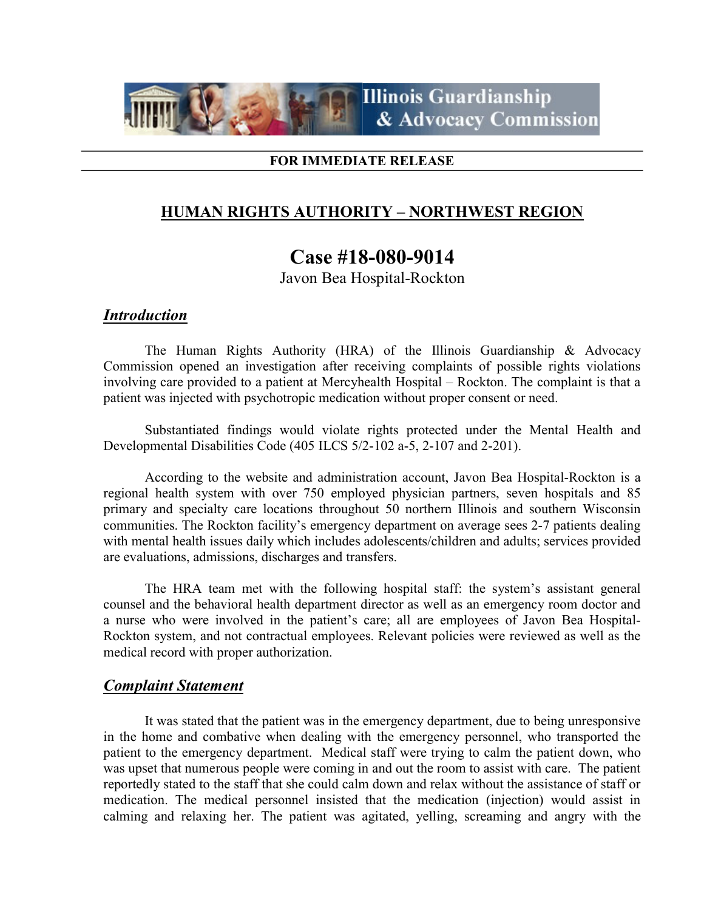Illinois Guardianship & Advocacy Commission

**FOR IMMEDIATE RELEASE**

## HUMAN RIGHTS AUTHORITY – NORTHWEST REGION

# Case #18-080-9014

Javon Bea Hospital-Rockton

### *Introduction*

The Human Rights Authority (HRA) of the Illinois Guardianship & Advocacy Commission opened an investigation after receiving complaints of possible rights violations involving care provided to a patient at Mercyhealth Hospital – Rockton. The complaint is that a patient was injected with psychotropic medication without proper consent or need.

Substantiated findings would violate rights protected under the Mental Health and Developmental Disabilities Code (405 ILCS 5/2-102 a-5, 2-107 and 2-201).

According to the website and administration account, Javon Bea Hospital-Rockton is a regional health system with over 750 employed physician partners, seven hospitals and 85 primary and specialty care locations throughout 50 northern Illinois and southern Wisconsin communities. The Rockton facility's emergency department on average sees 2-7 patients dealing with mental health issues daily which includes adolescents/children and adults; services provided are evaluations, admissions, discharges and transfers.

The HRA team met with the following hospital staff: the system's assistant general counsel and the behavioral health department director as well as an emergency room doctor and a nurse who were involved in the patient's care; all are employees of Javon Bea Hospital-Rockton system, and not contractual employees. Relevant policies were reviewed as well as the medical record with proper authorization.

### *Complaint Statement*

It was stated that the patient was in the emergency department, due to being unresponsive in the home and combative when dealing with the emergency personnel, who transported the patient to the emergency department. Medical staff were trying to calm the patient down, who was upset that numerous people were coming in and out the room to assist with care. The patient reportedly stated to the staff that she could calm down and relax without the assistance of staff or medication. The medical personnel insisted that the medication (injection) would assist in calming and relaxing her. The patient was agitated, yelling, screaming and angry with the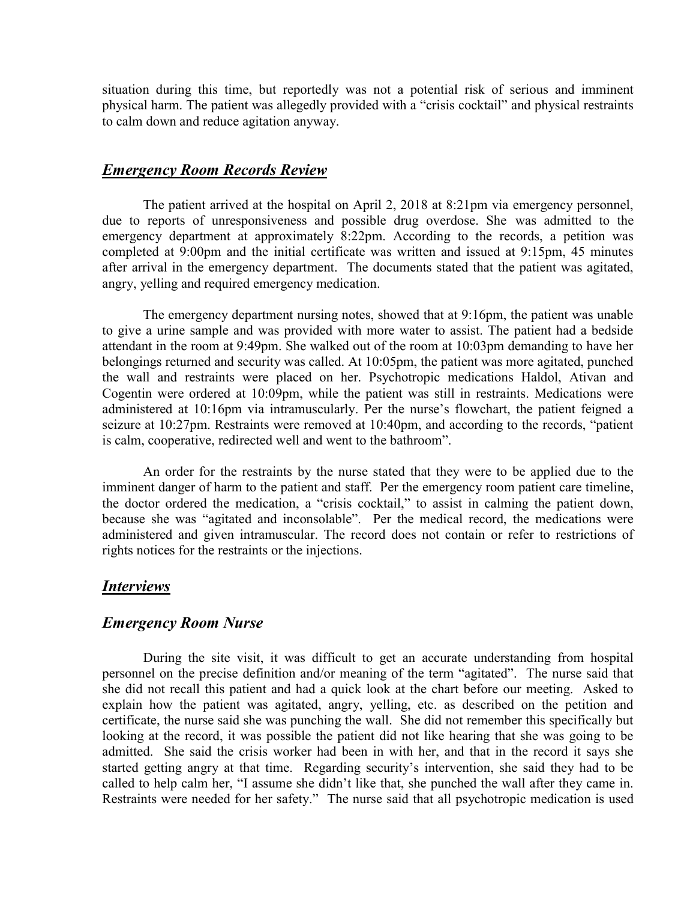situation during this time, but reportedly was not a potential risk of serious and imminent physical harm. The patient was allegedly provided with a "crisis cocktail" and physical restraints to calm down and reduce agitation anyway.

## ***Emergency Room Records Review***

The patient arrived at the hospital on April 2, 2018 at 8:21pm via emergency personnel, due to reports of unresponsiveness and possible drug overdose. She was admitted to the emergency department at approximately 8:22pm. According to the records, a petition was completed at 9:00pm and the initial certificate was written and issued at 9:15pm, 45 minutes after arrival in the emergency department. The documents stated that the patient was agitated, angry, yelling and required emergency medication.

The emergency department nursing notes, showed that at 9:16pm, the patient was unable to give a urine sample and was provided with more water to assist. The patient had a bedside attendant in the room at 9:49pm. She walked out of the room at 10:03pm demanding to have her belongings returned and security was called. At 10:05pm, the patient was more agitated, punched the wall and restraints were placed on her. Psychotropic medications Haldol, Ativan and Cogentin were ordered at 10:09pm, while the patient was still in restraints. Medications were administered at 10:16pm via intramuscularly. Per the nurse's flowchart, the patient feigned a seizure at 10:27pm. Restraints were removed at 10:40pm, and according to the records, "patient is calm, cooperative, redirected well and went to the bathroom".

An order for the restraints by the nurse stated that they were to be applied due to the imminent danger of harm to the patient and staff. Per the emergency room patient care timeline, the doctor ordered the medication, a "crisis cocktail," to assist in calming the patient down, because she was "agitated and inconsolable". Per the medical record, the medications were administered and given intramuscular. The record does not contain or refer to restrictions of rights notices for the restraints or the injections.

## ***Interviews***

### ***Emergency Room Nurse***

During the site visit, it was difficult to get an accurate understanding from hospital personnel on the precise definition and/or meaning of the term "agitated". The nurse said that she did not recall this patient and had a quick look at the chart before our meeting. Asked to explain how the patient was agitated, angry, yelling, etc. as described on the petition and certificate, the nurse said she was punching the wall. She did not remember this specifically but looking at the record, it was possible the patient did not like hearing that she was going to be admitted. She said the crisis worker had been in with her, and that in the record it says she started getting angry at that time. Regarding security's intervention, she said they had to be called to help calm her, "I assume she didn't like that, she punched the wall after they came in. Restraints were needed for her safety." The nurse said that all psychotropic medication is used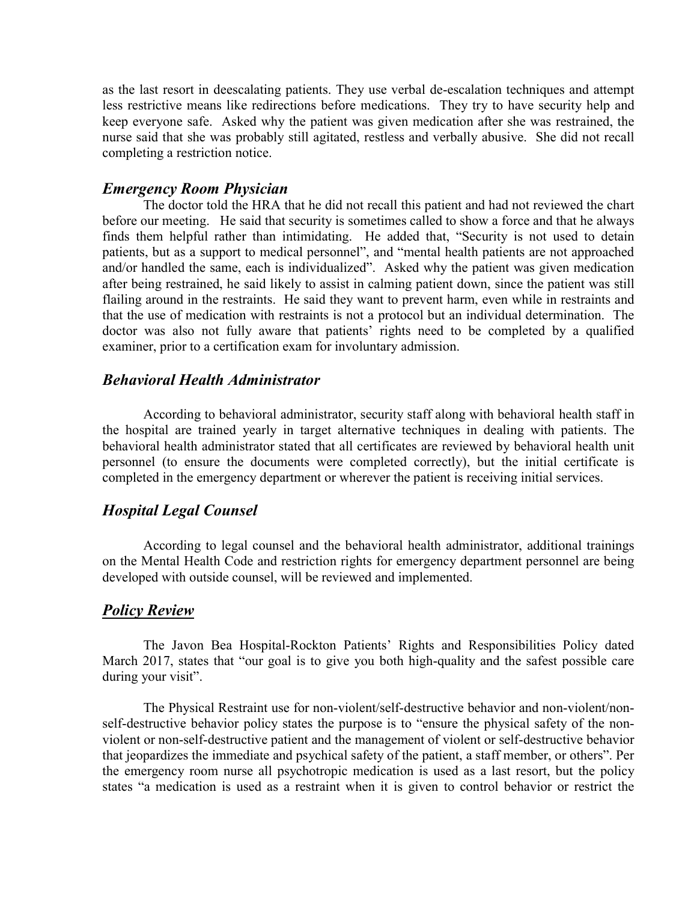as the last resort in deescalating patients. They use verbal de-escalation techniques and attempt less restrictive means like redirections before medications. They try to have security help and keep everyone safe. Asked why the patient was given medication after she was restrained, the nurse said that she was probably still agitated, restless and verbally abusive. She did not recall completing a restriction notice.

### *Emergency Room Physician*

The doctor told the HRA that he did not recall this patient and had not reviewed the chart before our meeting. He said that security is sometimes called to show a force and that he always finds them helpful rather than intimidating. He added that, "Security is not used to detain patients, but as a support to medical personnel", and "mental health patients are not approached and/or handled the same, each is individualized". Asked why the patient was given medication after being restrained, he said likely to assist in calming patient down, since the patient was still flailing around in the restraints. He said they want to prevent harm, even while in restraints and that the use of medication with restraints is not a protocol but an individual determination. The doctor was also not fully aware that patients' rights need to be completed by a qualified examiner, prior to a certification exam for involuntary admission.

### *Behavioral Health Administrator*

According to behavioral administrator, security staff along with behavioral health staff in the hospital are trained yearly in target alternative techniques in dealing with patients. The behavioral health administrator stated that all certificates are reviewed by behavioral health unit personnel (to ensure the documents were completed correctly), but the initial certificate is completed in the emergency department or wherever the patient is receiving initial services.

### *Hospital Legal Counsel*

According to legal counsel and the behavioral health administrator, additional trainings on the Mental Health Code and restriction rights for emergency department personnel are being developed with outside counsel, will be reviewed and implemented.

### ***Policy Review***

The Javon Bea Hospital-Rockton Patients' Rights and Responsibilities Policy dated March 2017, states that "our goal is to give you both high-quality and the safest possible care during your visit".

The Physical Restraint use for non-violent/self-destructive behavior and non-violent/non-self-destructive behavior policy states the purpose is to "ensure the physical safety of the non-violent or non-self-destructive patient and the management of violent or self-destructive behavior that jeopardizes the immediate and psychical safety of the patient, a staff member, or others". Per the emergency room nurse all psychotropic medication is used as a last resort, but the policy states "a medication is used as a restraint when it is given to control behavior or restrict the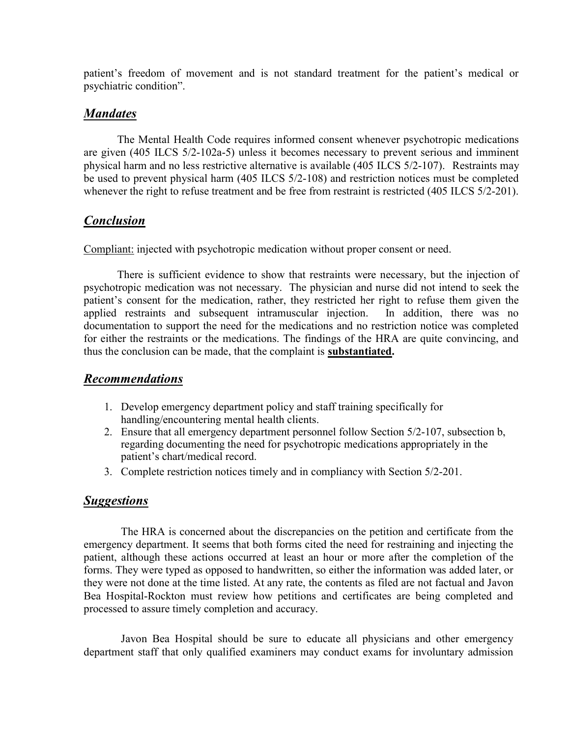patient's freedom of movement and is not standard treatment for the patient's medical or psychiatric condition".

## ***Mandates***

The Mental Health Code requires informed consent whenever psychotropic medications are given (405 ILCS 5/2-102a-5) unless it becomes necessary to prevent serious and imminent physical harm and no less restrictive alternative is available (405 ILCS 5/2-107). Restraints may be used to prevent physical harm (405 ILCS 5/2-108) and restriction notices must be completed whenever the right to refuse treatment and be free from restraint is restricted (405 ILCS 5/2-201).

## ***Conclusion***

Compliant: injected with psychotropic medication without proper consent or need.

There is sufficient evidence to show that restraints were necessary, but the injection of psychotropic medication was not necessary. The physician and nurse did not intend to seek the patient's consent for the medication, rather, they restricted her right to refuse them given the applied restraints and subsequent intramuscular injection. In addition, there was no documentation to support the need for the medications and no restriction notice was completed for either the restraints or the medications. The findings of the HRA are quite convincing, and thus the conclusion can be made, that the complaint is **substantiated.**

## ***Recommendations***

1. Develop emergency department policy and staff training specifically for handling/encountering mental health clients.
2. Ensure that all emergency department personnel follow Section 5/2-107, subsection b, regarding documenting the need for psychotropic medications appropriately in the patient's chart/medical record.
3. Complete restriction notices timely and in compliancy with Section 5/2-201.

## ***Suggestions***

The HRA is concerned about the discrepancies on the petition and certificate from the emergency department. It seems that both forms cited the need for restraining and injecting the patient, although these actions occurred at least an hour or more after the completion of the forms. They were typed as opposed to handwritten, so either the information was added later, or they were not done at the time listed. At any rate, the contents as filed are not factual and Javon Bea Hospital-Rockton must review how petitions and certificates are being completed and processed to assure timely completion and accuracy.

Javon Bea Hospital should be sure to educate all physicians and other emergency department staff that only qualified examiners may conduct exams for involuntary admission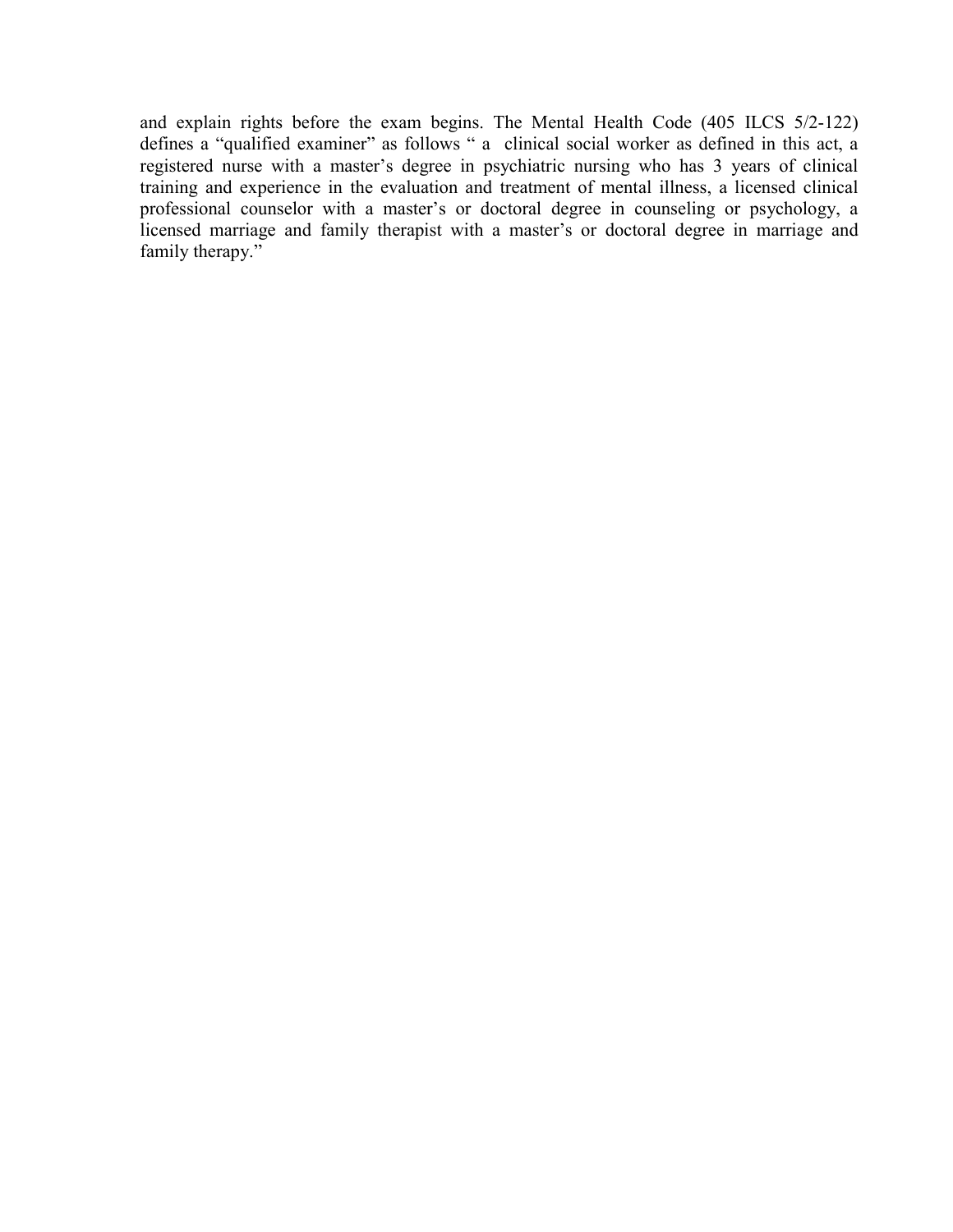and explain rights before the exam begins. The Mental Health Code (405 ILCS 5/2-122) defines a "qualified examiner" as follows " a clinical social worker as defined in this act, a registered nurse with a master's degree in psychiatric nursing who has 3 years of clinical training and experience in the evaluation and treatment of mental illness, a licensed clinical professional counselor with a master's or doctoral degree in counseling or psychology, a licensed marriage and family therapist with a master's or doctoral degree in marriage and family therapy."